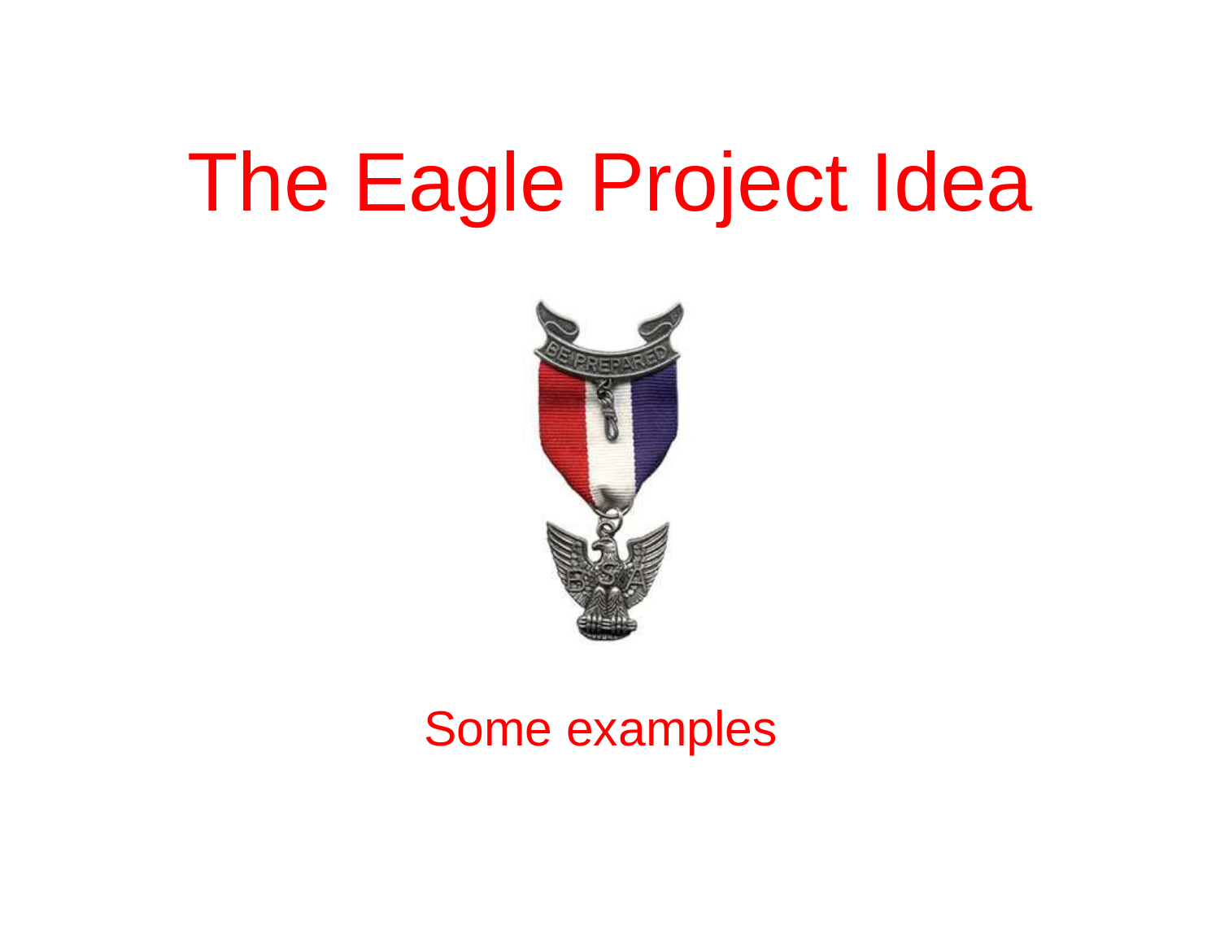# The Eagle Project Idea

Some examples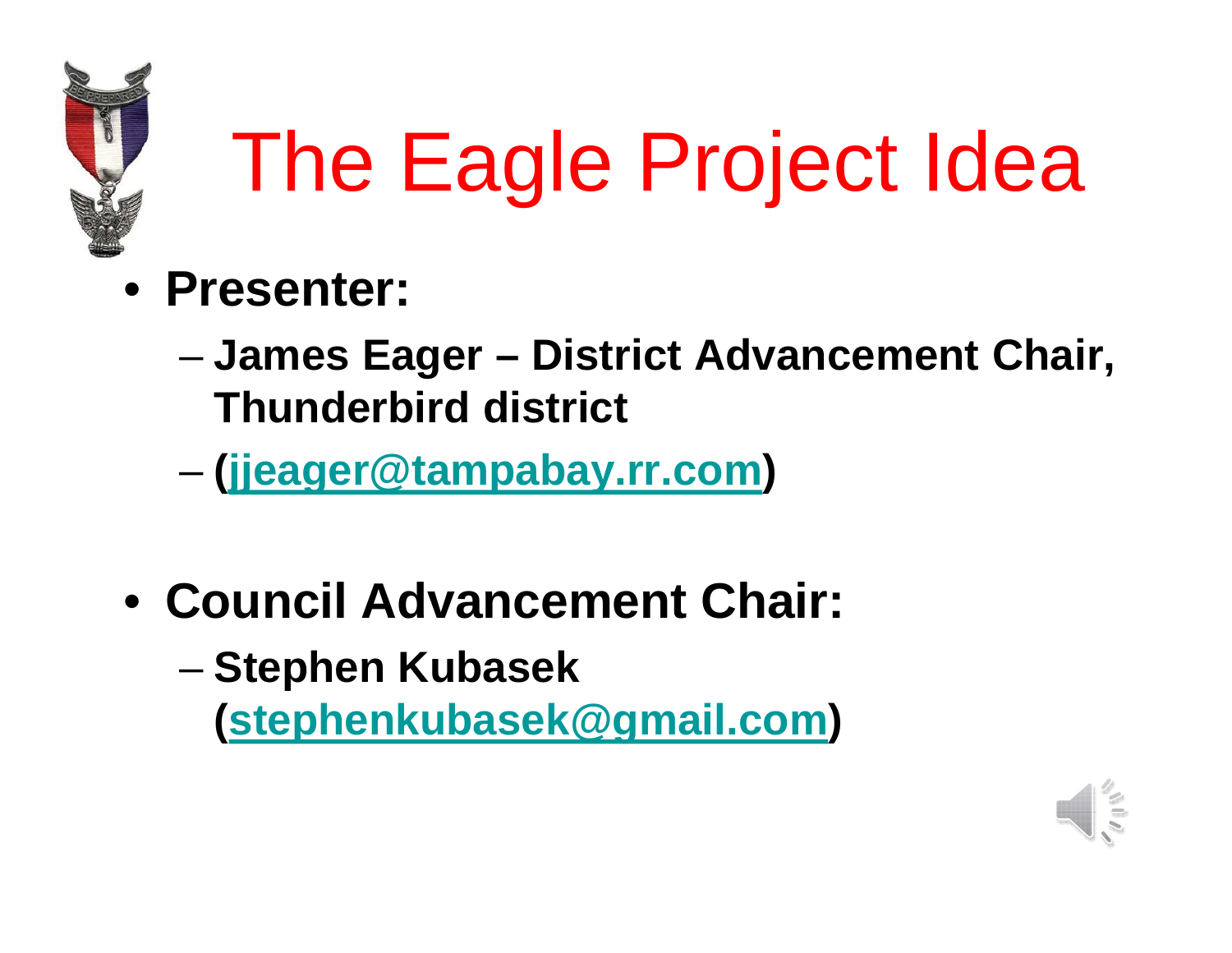# The Eagle Project Idea

- **Presenter:**
  - **James Eager – District Advancement Chair, Thunderbird district**
  - **(jjeager@tampabay.rr.com)**

- **Council Advancement Chair:**
  - **Stephen Kubasek (stephenkubasek@gmail.com)**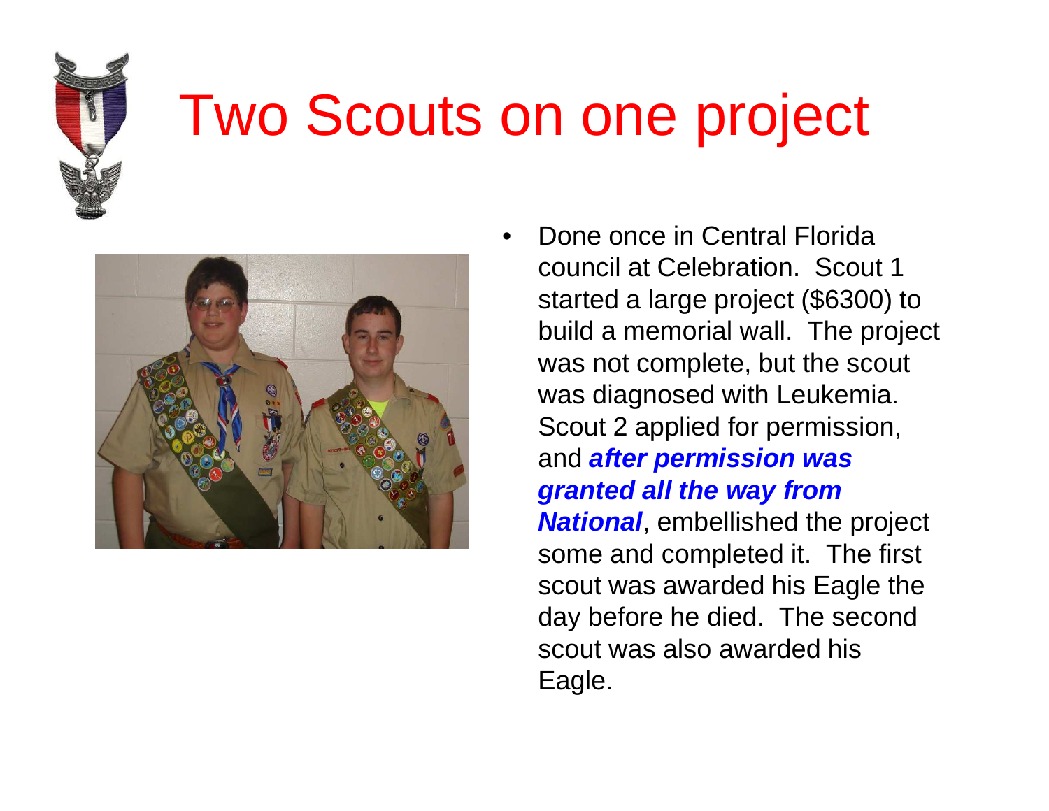# Two Scouts on one project

- Done once in Central Florida council at Celebration. Scout 1 started a large project ($6300) to build a memorial wall. The project was not complete, but the scout was diagnosed with Leukemia. Scout 2 applied for permission, and ***after permission was granted all the way from National***, embellished the project some and completed it. The first scout was awarded his Eagle the day before he died. The second scout was also awarded his Eagle.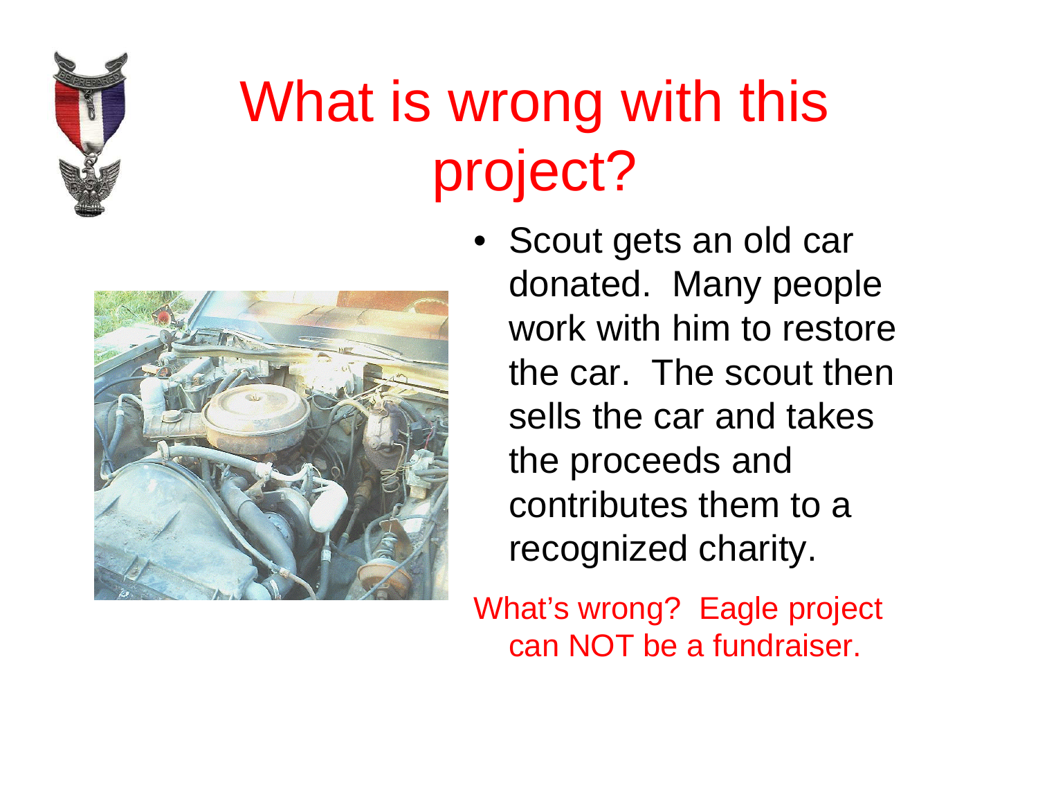# What is wrong with this project?

- Scout gets an old car donated. Many people work with him to restore the car. The scout then sells the car and takes the proceeds and contributes them to a recognized charity.

What's wrong? Eagle project can NOT be a fundraiser.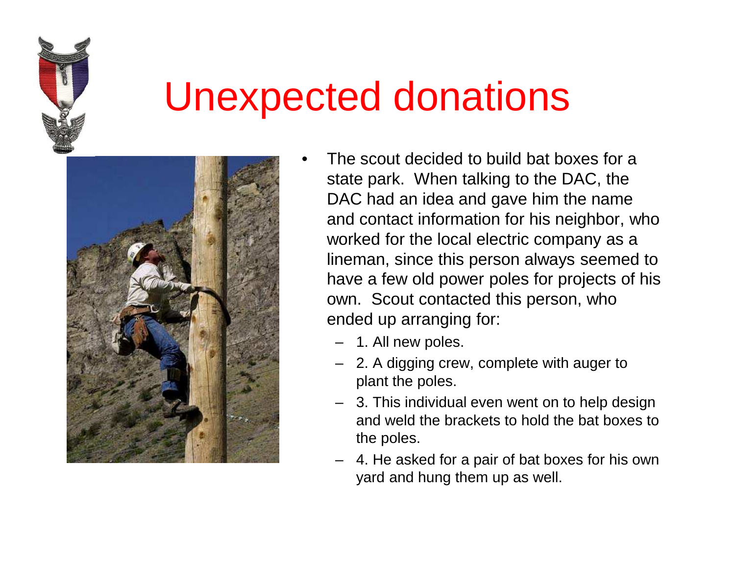# Unexpected donations

- The scout decided to build bat boxes for a state park. When talking to the DAC, the DAC had an idea and gave him the name and contact information for his neighbor, who worked for the local electric company as a lineman, since this person always seemed to have a few old power poles for projects of his own. Scout contacted this person, who ended up arranging for:
  - 1. All new poles.
  - 2. A digging crew, complete with auger to plant the poles.
  - 3. This individual even went on to help design and weld the brackets to hold the bat boxes to the poles.
  - 4. He asked for a pair of bat boxes for his own yard and hung them up as well.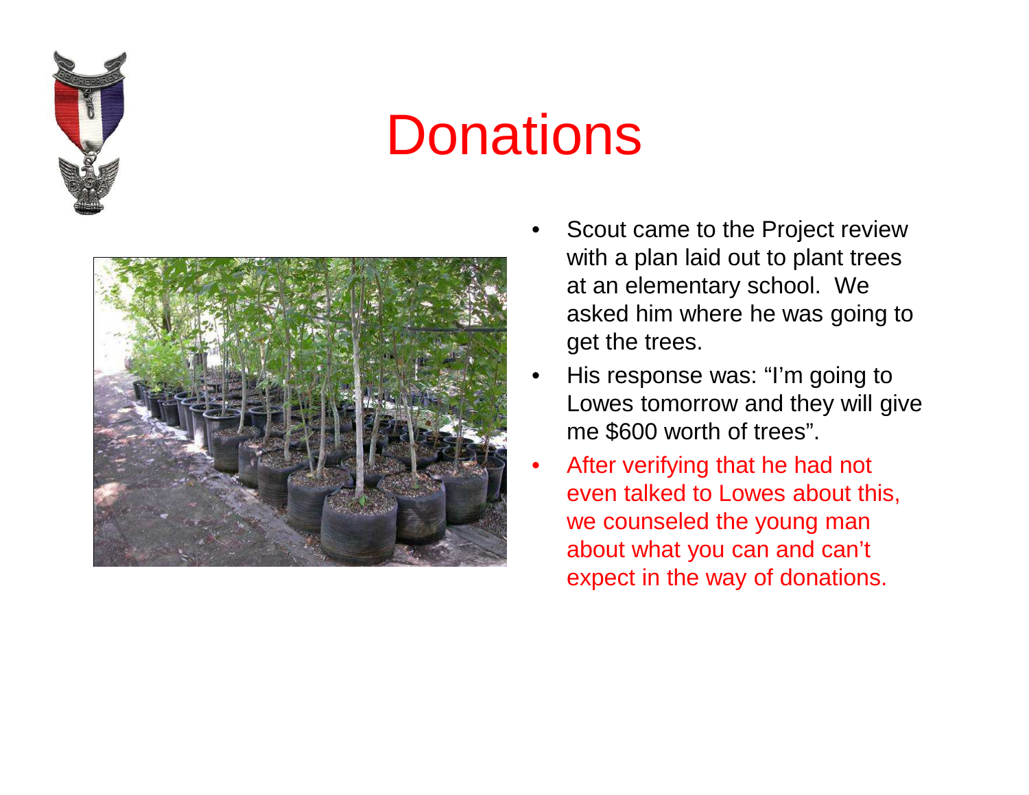# Donations

- Scout came to the Project review with a plan laid out to plant trees at an elementary school. We asked him where he was going to get the trees.
- His response was: “I’m going to Lowes tomorrow and they will give me $600 worth of trees”.
- After verifying that he had not even talked to Lowes about this, we counseled the young man about what you can and can’t expect in the way of donations.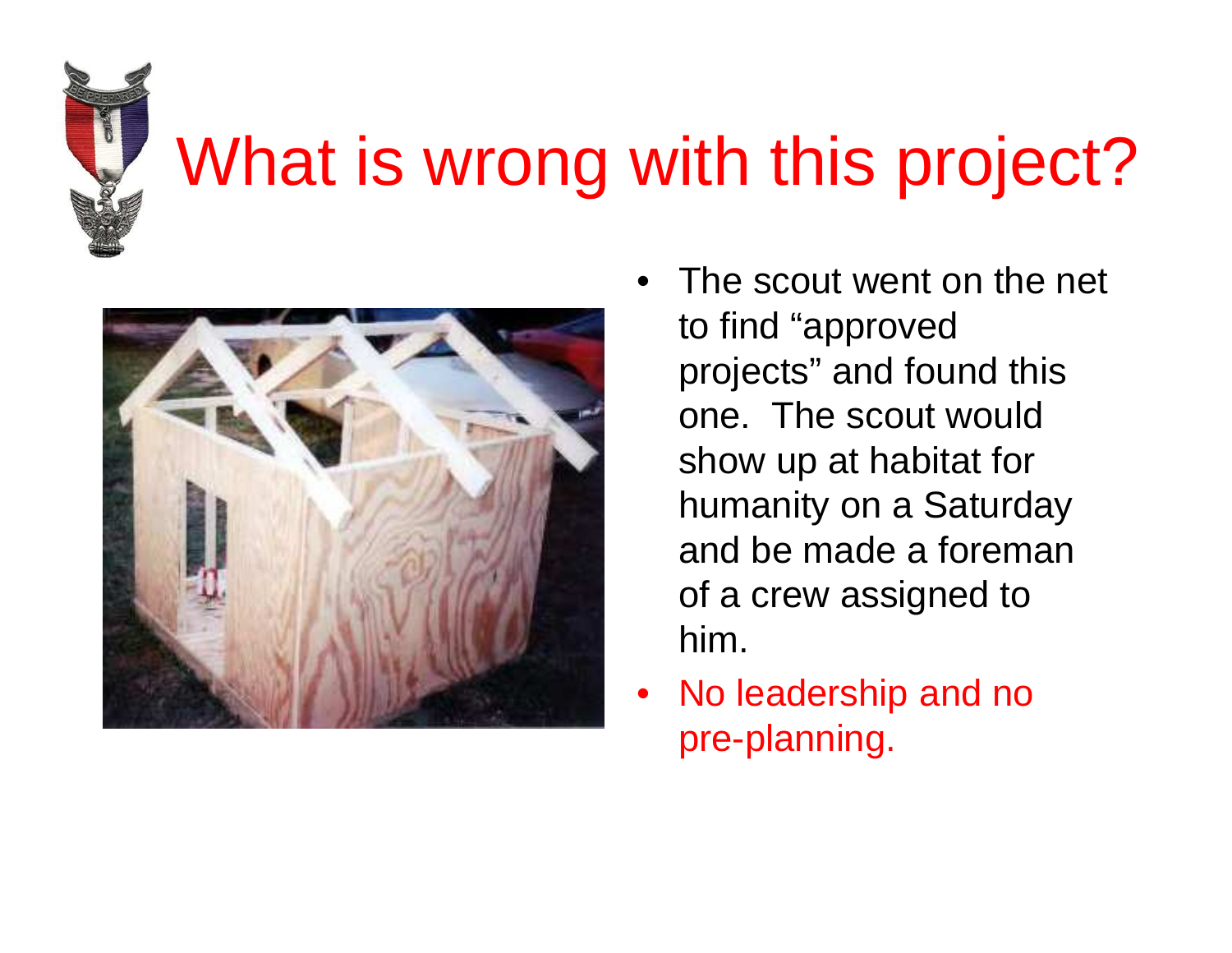# What is wrong with this project?

- The scout went on the net to find “approved projects” and found this one. The scout would show up at habitat for humanity on a Saturday and be made a foreman of a crew assigned to him.
- No leadership and no pre-planning.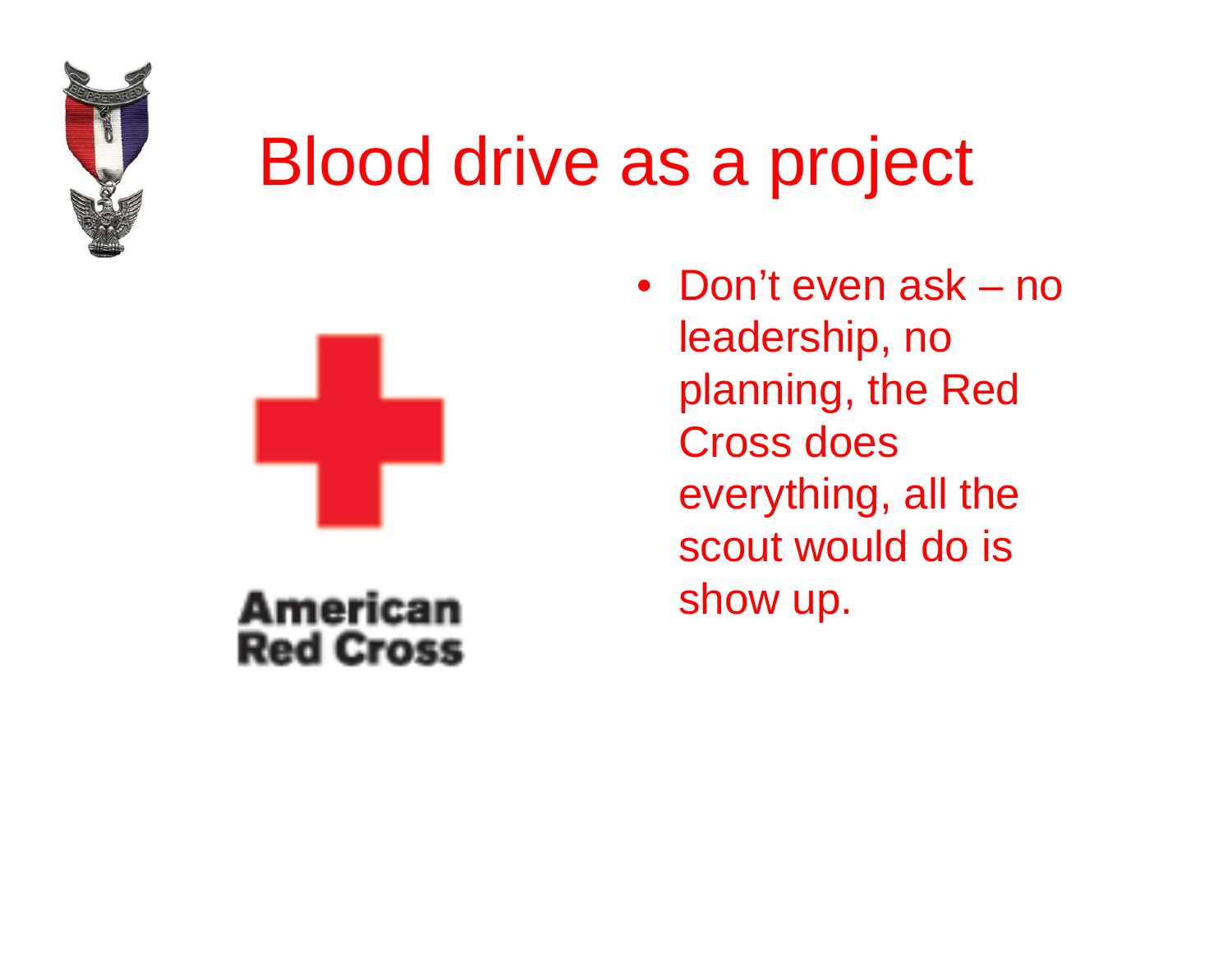# Blood drive as a project

- Don't even ask – no leadership, no planning, the Red Cross does everything, all the scout would do is show up.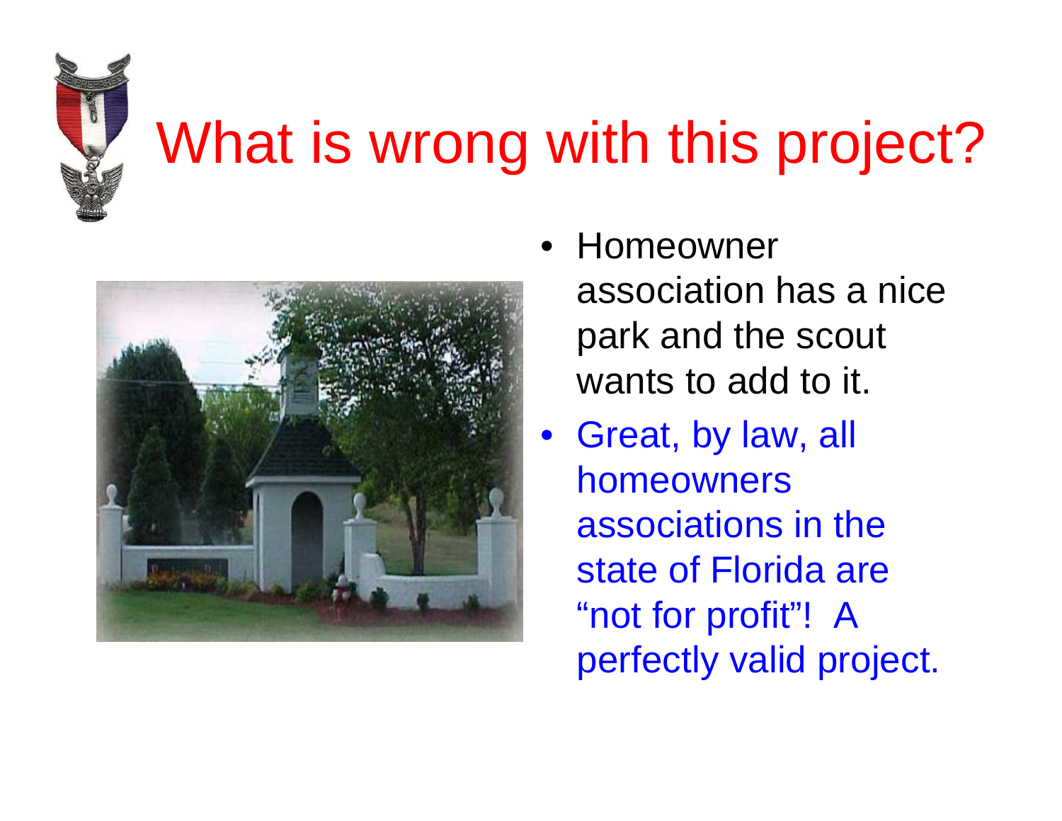# What is wrong with this project?

- Homeowner association has a nice park and the scout wants to add to it.
- Great, by law, all homeowners associations in the state of Florida are "not for profit"! A perfectly valid project.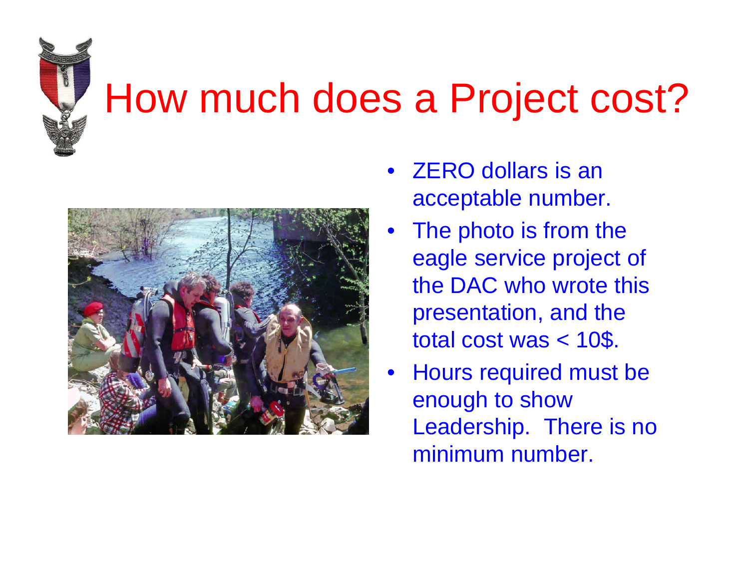# How much does a Project cost?

- ZERO dollars is an acceptable number.
- The photo is from the eagle service project of the DAC who wrote this presentation, and the total cost was < 10$.
- Hours required must be enough to show Leadership. There is no minimum number.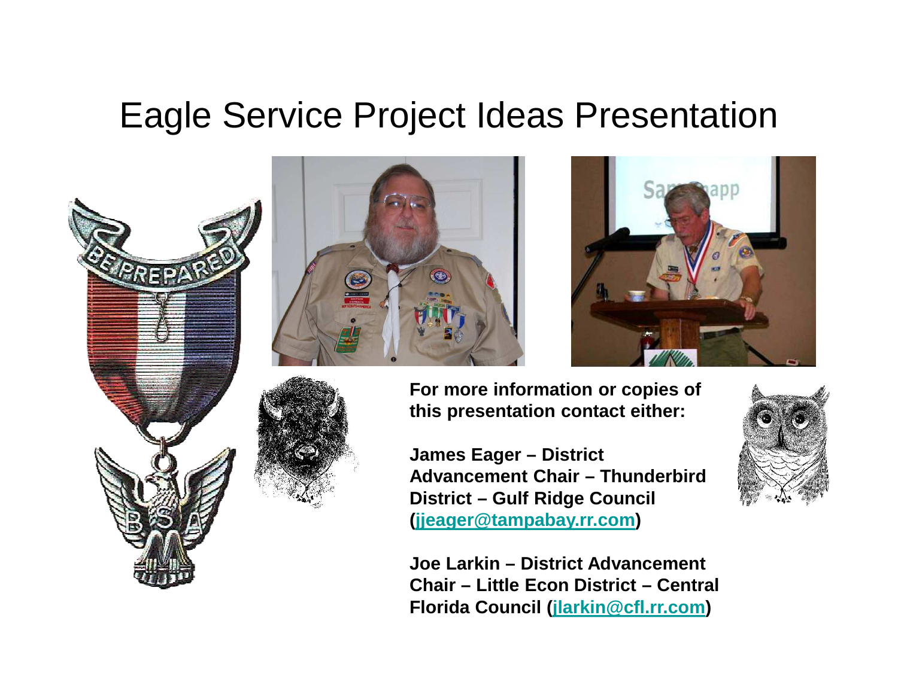# Eagle Service Project Ideas Presentation

**For more information or copies of this presentation contact either:**

**James Eager – District Advancement Chair – Thunderbird District – Gulf Ridge Council ([jjeager@tampabay.rr.com](mailto:jjeager@tampabay.rr.com))**

**Joe Larkin – District Advancement Chair – Little Econ District – Central Florida Council ([jlarkin@cfl.rr.com](mailto:jlarkin@cfl.rr.com))**